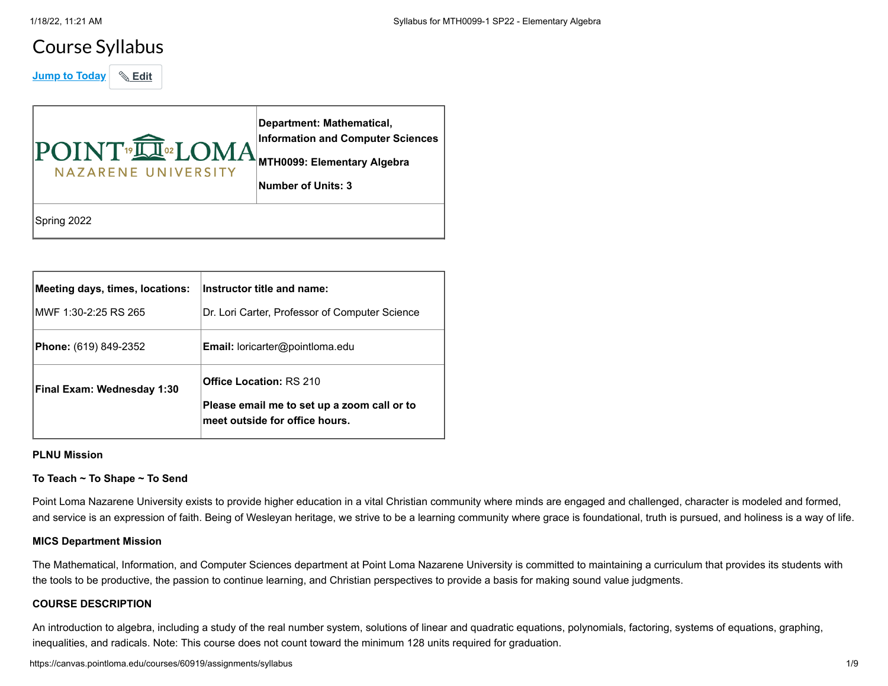# Course Syllabus

Jump to Today | Edit

| POINT LOMA NAZARENE UNIVERSITY | **Department: Mathematical, Information and Computer Sciences**<br><br>**MTH0099: Elementary Algebra**<br><br>**Number of Units: 3** |
|---|---|
| Spring 2022 | |

| **Meeting days, times, locations:**<br><br>MWF 1:30-2:25 RS 265 | **Instructor title and name:**<br><br>Dr. Lori Carter, Professor of Computer Science |
|---|---|
| **Phone:** (619) 849-2352 | **Email:** loricarter@pointloma.edu |
| **Final Exam: Wednesday 1:30** | **Office Location:** RS 210<br><br>**Please email me to set up a zoom call or to meet outside for office hours.** |

**PLNU Mission**

**To Teach ~ To Shape ~ To Send**

Point Loma Nazarene University exists to provide higher education in a vital Christian community where minds are engaged and challenged, character is modeled and formed, and service is an expression of faith. Being of Wesleyan heritage, we strive to be a learning community where grace is foundational, truth is pursued, and holiness is a way of life.

**MICS Department Mission**

The Mathematical, Information, and Computer Sciences department at Point Loma Nazarene University is committed to maintaining a curriculum that provides its students with the tools to be productive, the passion to continue learning, and Christian perspectives to provide a basis for making sound value judgments.

**COURSE DESCRIPTION**

An introduction to algebra, including a study of the real number system, solutions of linear and quadratic equations, polynomials, factoring, systems of equations, graphing, inequalities, and radicals. Note: This course does not count toward the minimum 128 units required for graduation.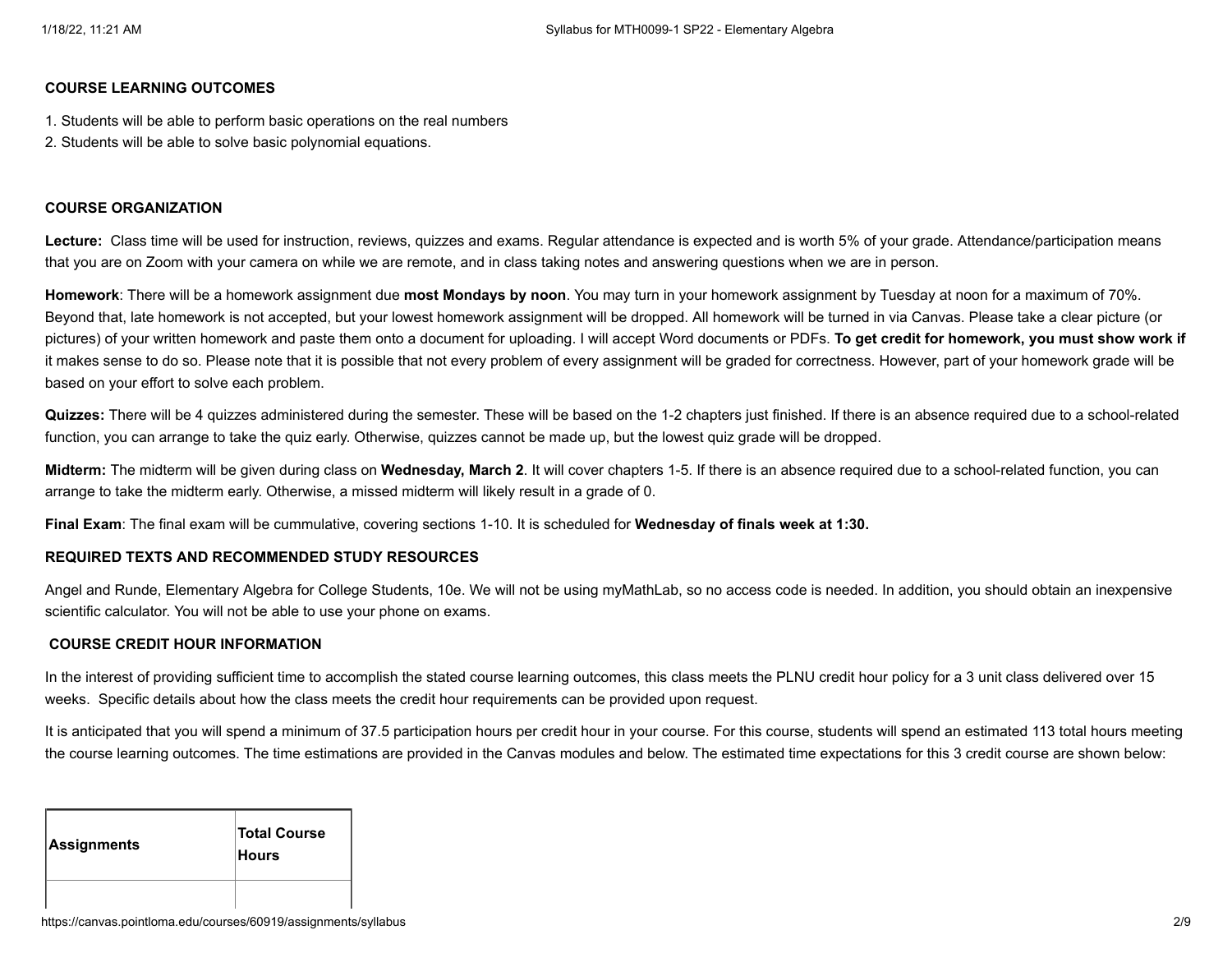**COURSE LEARNING OUTCOMES**

1. Students will be able to perform basic operations on the real numbers
2. Students will be able to solve basic polynomial equations.

**COURSE ORGANIZATION**

**Lecture:** Class time will be used for instruction, reviews, quizzes and exams. Regular attendance is expected and is worth 5% of your grade. Attendance/participation means that you are on Zoom with your camera on while we are remote, and in class taking notes and answering questions when we are in person.

**Homework**: There will be a homework assignment due **most Mondays by noon**. You may turn in your homework assignment by Tuesday at noon for a maximum of 70%. Beyond that, late homework is not accepted, but your lowest homework assignment will be dropped. All homework will be turned in via Canvas. Please take a clear picture (or pictures) of your written homework and paste them onto a document for uploading. I will accept Word documents or PDFs. **To get credit for homework, you must show work if** it makes sense to do so. Please note that it is possible that not every problem of every assignment will be graded for correctness. However, part of your homework grade will be based on your effort to solve each problem.

**Quizzes:** There will be 4 quizzes administered during the semester. These will be based on the 1-2 chapters just finished. If there is an absence required due to a school-related function, you can arrange to take the quiz early. Otherwise, quizzes cannot be made up, but the lowest quiz grade will be dropped.

**Midterm:** The midterm will be given during class on **Wednesday, March 2**. It will cover chapters 1-5. If there is an absence required due to a school-related function, you can arrange to take the midterm early. Otherwise, a missed midterm will likely result in a grade of 0.

**Final Exam**: The final exam will be cummulative, covering sections 1-10. It is scheduled for **Wednesday of finals week at 1:30.**

**REQUIRED TEXTS AND RECOMMENDED STUDY RESOURCES**

Angel and Runde, Elementary Algebra for College Students, 10e. We will not be using myMathLab, so no access code is needed. In addition, you should obtain an inexpensive scientific calculator. You will not be able to use your phone on exams.

**COURSE CREDIT HOUR INFORMATION**

In the interest of providing sufficient time to accomplish the stated course learning outcomes, this class meets the PLNU credit hour policy for a 3 unit class delivered over 15 weeks. Specific details about how the class meets the credit hour requirements can be provided upon request.

It is anticipated that you will spend a minimum of 37.5 participation hours per credit hour in your course. For this course, students will spend an estimated 113 total hours meeting the course learning outcomes. The time estimations are provided in the Canvas modules and below. The estimated time expectations for this 3 credit course are shown below:

| Assignments | Total Course Hours |
| --- | --- |
| | |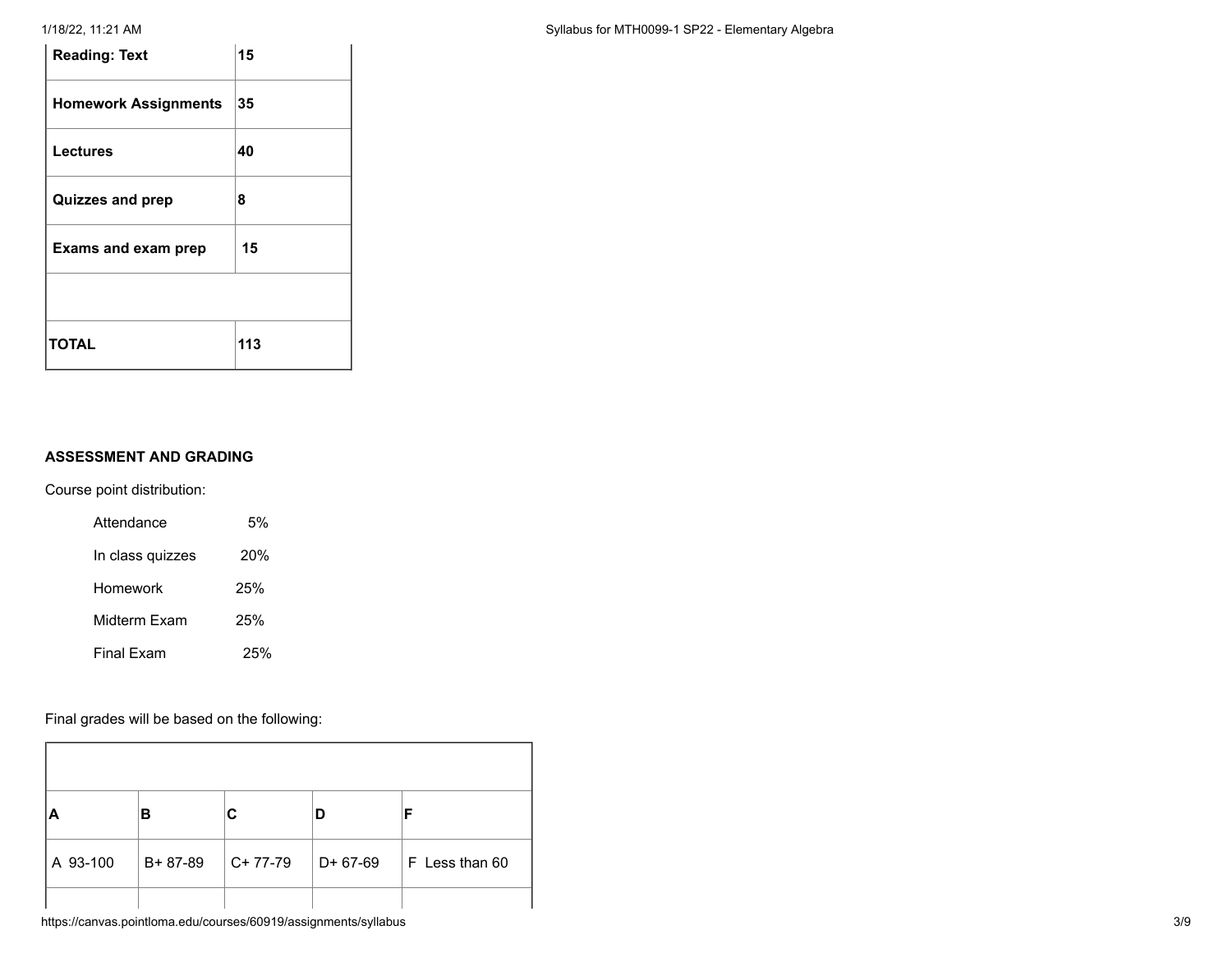| Reading: Text | 15 |
| --- | --- |
| **Homework Assignments** | **35** |
| **Lectures** | **40** |
| **Quizzes and prep** | **8** |
| **Exams and exam prep** | **15** |
| | |
| **TOTAL** | **113** |

**ASSESSMENT AND GRADING**

Course point distribution:

| | |
| --- | --- |
| Attendance | 5% |
| In class quizzes | 20% |
| Homework | 25% |
| Midterm Exam | 25% |
| Final Exam | 25% |

Final grades will be based on the following:

| | | | | |
| --- | --- | --- | --- | --- |
| **A** | **B** | **C** | **D** | **F** |
| A 93-100 | B+ 87-89 | C+ 77-79 | D+ 67-69 | F Less than 60 |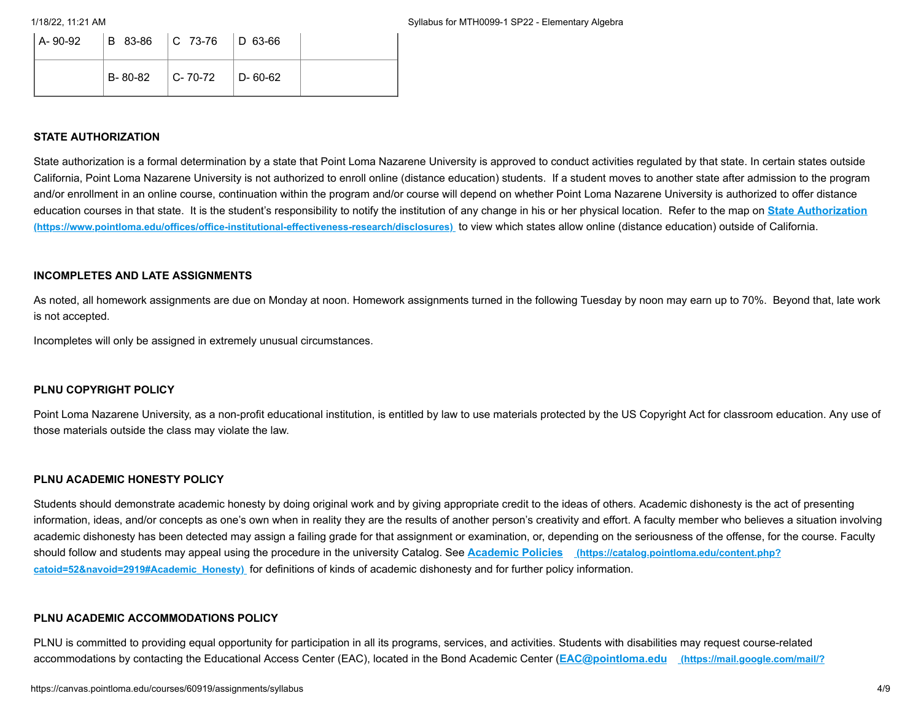| A- 90-92 | B 83-86 | C 73-76 | D 63-66 | |
|---|---|---|---|---|
| | B- 80-82 | C- 70-72 | D- 60-62 | |

### STATE AUTHORIZATION

State authorization is a formal determination by a state that Point Loma Nazarene University is approved to conduct activities regulated by that state. In certain states outside California, Point Loma Nazarene University is not authorized to enroll online (distance education) students. If a student moves to another state after admission to the program and/or enrollment in an online course, continuation within the program and/or course will depend on whether Point Loma Nazarene University is authorized to offer distance education courses in that state. It is the student's responsibility to notify the institution of any change in his or her physical location. Refer to the map on **State Authorization** (https://www.pointloma.edu/offices/office-institutional-effectiveness-research/disclosures) to view which states allow online (distance education) outside of California.

### INCOMPLETES AND LATE ASSIGNMENTS

As noted, all homework assignments are due on Monday at noon. Homework assignments turned in the following Tuesday by noon may earn up to 70%. Beyond that, late work is not accepted.

Incompletes will only be assigned in extremely unusual circumstances.

### PLNU COPYRIGHT POLICY

Point Loma Nazarene University, as a non-profit educational institution, is entitled by law to use materials protected by the US Copyright Act for classroom education. Any use of those materials outside the class may violate the law.

### PLNU ACADEMIC HONESTY POLICY

Students should demonstrate academic honesty by doing original work and by giving appropriate credit to the ideas of others. Academic dishonesty is the act of presenting information, ideas, and/or concepts as one's own when in reality they are the results of another person's creativity and effort. A faculty member who believes a situation involving academic dishonesty has been detected may assign a failing grade for that assignment or examination, or, depending on the seriousness of the offense, for the course. Faculty should follow and students may appeal using the procedure in the university Catalog. See **Academic Policies** (https://catalog.pointloma.edu/content.php?catoid=52&navoid=2919#Academic_Honesty) for definitions of kinds of academic dishonesty and for further policy information.

### PLNU ACADEMIC ACCOMMODATIONS POLICY

PLNU is committed to providing equal opportunity for participation in all its programs, services, and activities. Students with disabilities may request course-related accommodations by contacting the Educational Access Center (EAC), located in the Bond Academic Center (**EAC@pointloma.edu** (https://mail.google.com/mail/?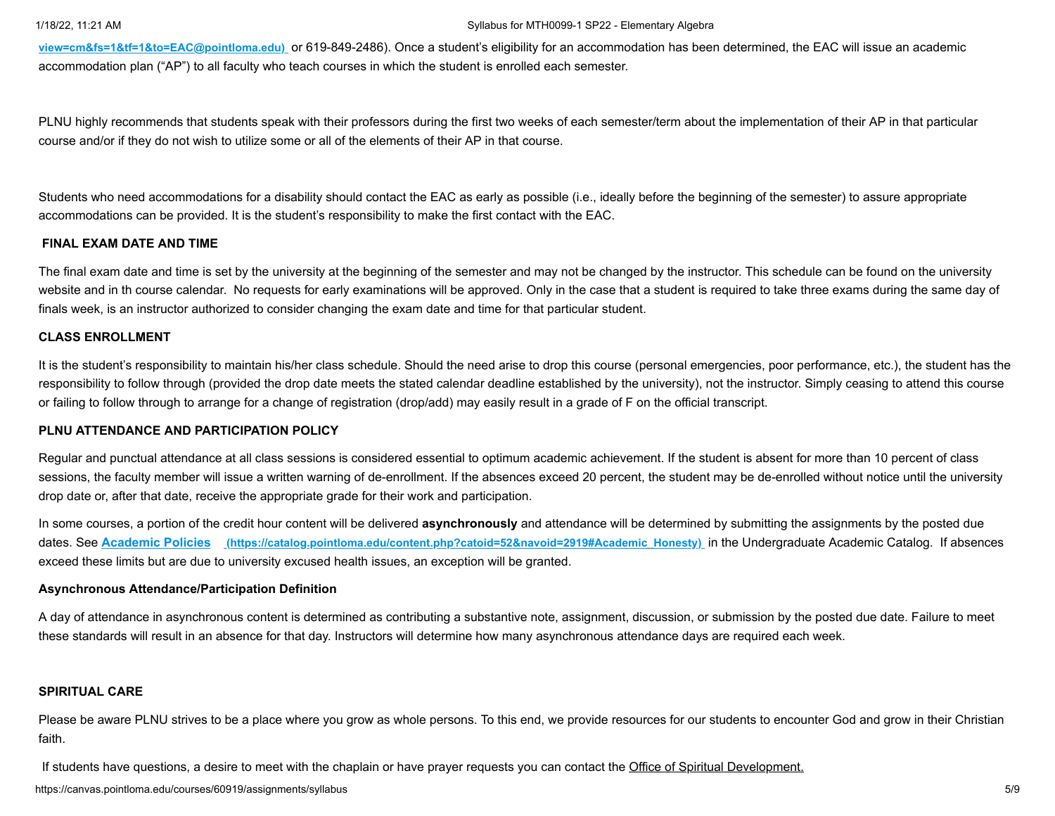view=cm&fs=1&tf=1&to=EAC@pointloma.edu) or 619-849-2486). Once a student's eligibility for an accommodation has been determined, the EAC will issue an academic accommodation plan ("AP") to all faculty who teach courses in which the student is enrolled each semester.

PLNU highly recommends that students speak with their professors during the first two weeks of each semester/term about the implementation of their AP in that particular course and/or if they do not wish to utilize some or all of the elements of their AP in that course.

Students who need accommodations for a disability should contact the EAC as early as possible (i.e., ideally before the beginning of the semester) to assure appropriate accommodations can be provided. It is the student's responsibility to make the first contact with the EAC.

**FINAL EXAM DATE AND TIME**

The final exam date and time is set by the university at the beginning of the semester and may not be changed by the instructor. This schedule can be found on the university website and in th course calendar. No requests for early examinations will be approved. Only in the case that a student is required to take three exams during the same day of finals week, is an instructor authorized to consider changing the exam date and time for that particular student.

**CLASS ENROLLMENT**

It is the student's responsibility to maintain his/her class schedule. Should the need arise to drop this course (personal emergencies, poor performance, etc.), the student has the responsibility to follow through (provided the drop date meets the stated calendar deadline established by the university), not the instructor. Simply ceasing to attend this course or failing to follow through to arrange for a change of registration (drop/add) may easily result in a grade of F on the official transcript.

**PLNU ATTENDANCE AND PARTICIPATION POLICY**

Regular and punctual attendance at all class sessions is considered essential to optimum academic achievement. If the student is absent for more than 10 percent of class sessions, the faculty member will issue a written warning of de-enrollment. If the absences exceed 20 percent, the student may be de-enrolled without notice until the university drop date or, after that date, receive the appropriate grade for their work and participation.

In some courses, a portion of the credit hour content will be delivered **asynchronously** and attendance will be determined by submitting the assignments by the posted due dates. See **Academic Policies** (https://catalog.pointloma.edu/content.php?catoid=52&navoid=2919#Academic_Honesty) in the Undergraduate Academic Catalog. If absences exceed these limits but are due to university excused health issues, an exception will be granted.

**Asynchronous Attendance/Participation Definition**

A day of attendance in asynchronous content is determined as contributing a substantive note, assignment, discussion, or submission by the posted due date. Failure to meet these standards will result in an absence for that day. Instructors will determine how many asynchronous attendance days are required each week.

**SPIRITUAL CARE**

Please be aware PLNU strives to be a place where you grow as whole persons. To this end, we provide resources for our students to encounter God and grow in their Christian faith.

If students have questions, a desire to meet with the chaplain or have prayer requests you can contact the Office of Spiritual Development.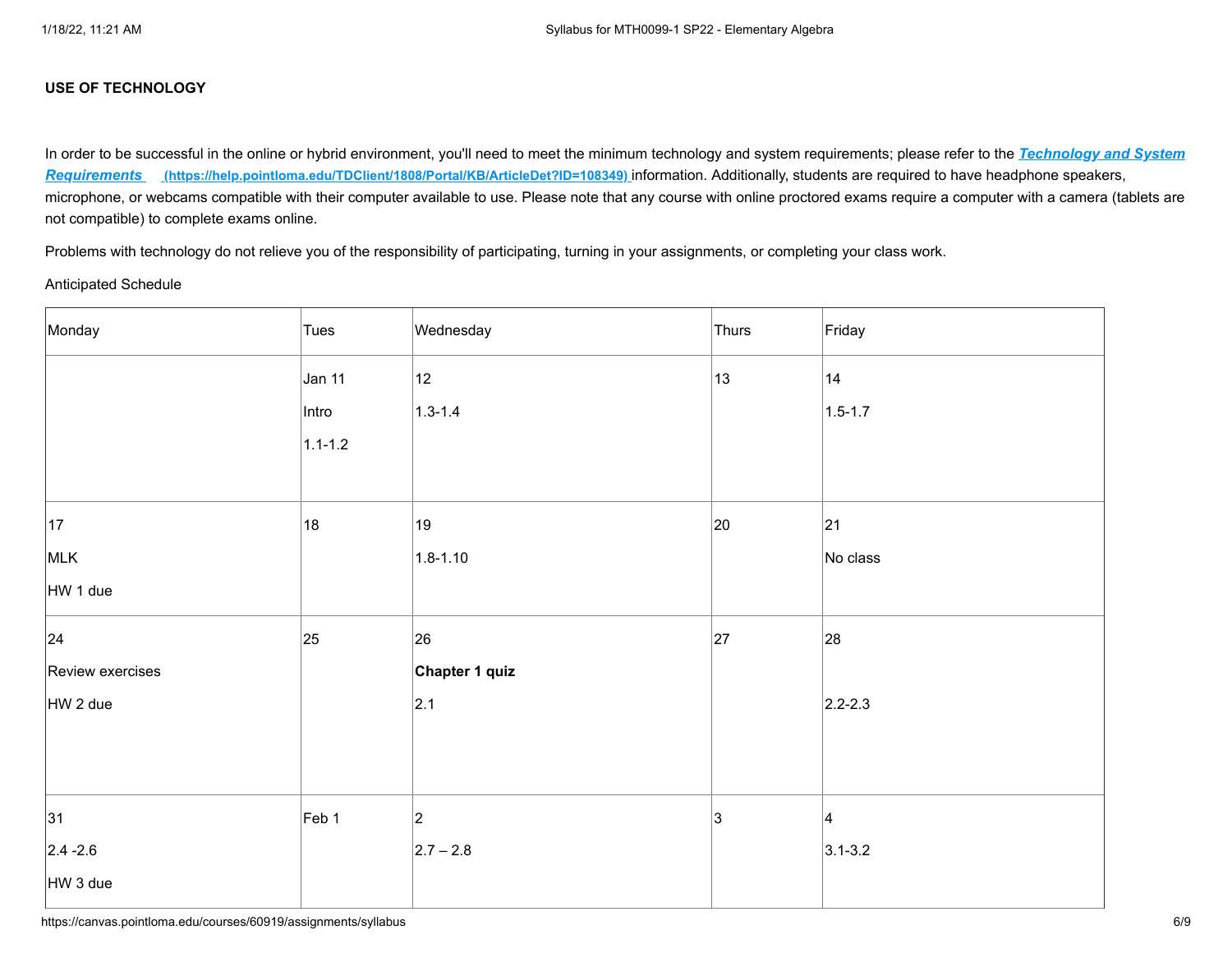### USE OF TECHNOLOGY

In order to be successful in the online or hybrid environment, you'll need to meet the minimum technology and system requirements; please refer to the ***[Technology and System Requirements](https://help.pointloma.edu/TDClient/1808/Portal/KB/ArticleDet?ID=108349)*** **(https://help.pointloma.edu/TDClient/1808/Portal/KB/ArticleDet?ID=108349)** information. Additionally, students are required to have headphone speakers, microphone, or webcams compatible with their computer available to use. Please note that any course with online proctored exams require a computer with a camera (tablets are not compatible) to complete exams online.

Problems with technology do not relieve you of the responsibility of participating, turning in your assignments, or completing your class work.

Anticipated Schedule

| Monday | Tues | Wednesday | Thurs | Friday |
|---|---|---|---|---|
| | Jan 11<br>Intro<br>1.1-1.2 | 12<br>1.3-1.4 | 13 | 14<br>1.5-1.7 |
| 17<br>MLK<br>HW 1 due | 18 | 19<br>1.8-1.10 | 20 | 21<br>No class |
| 24<br>Review exercises<br>HW 2 due | 25 | 26<br>**Chapter 1 quiz**<br>2.1 | 27 | 28<br>2.2-2.3 |
| 31<br>2.4 -2.6<br>HW 3 due | Feb 1 | 2<br>2.7 – 2.8 | 3 | 4<br>3.1-3.2 |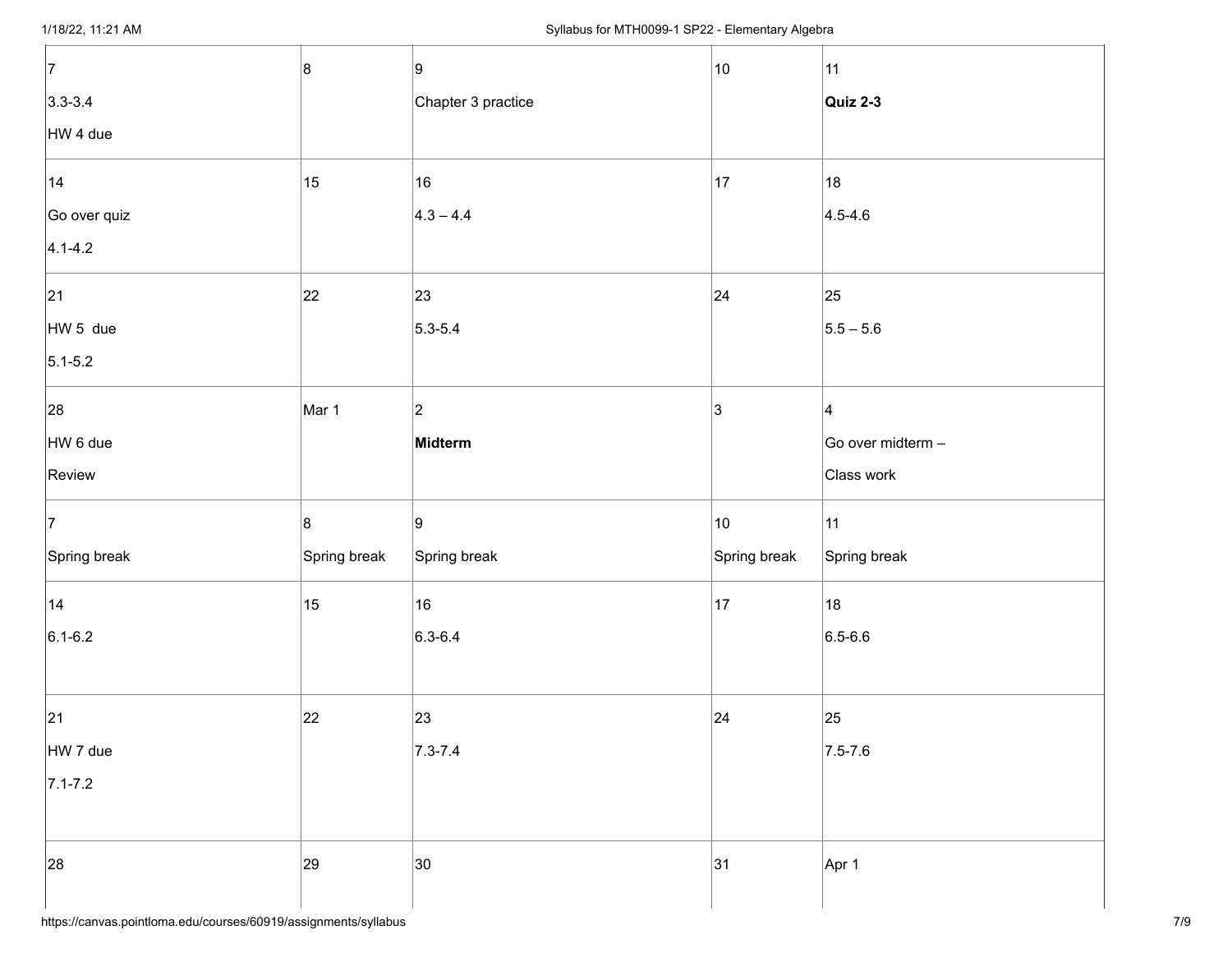| | | | | |
|---|---|---|---|---|
| 7<br>3.3-3.4<br>HW 4 due | 8 | 9<br>Chapter 3 practice | 10 | 11<br>**Quiz 2-3** |
| 14<br>Go over quiz<br>4.1-4.2 | 15 | 16<br>4.3 – 4.4 | 17 | 18<br>4.5-4.6 |
| 21<br>HW 5 due<br>5.1-5.2 | 22 | 23<br>5.3-5.4 | 24 | 25<br>5.5 – 5.6 |
| 28<br>HW 6 due<br>Review | Mar 1 | 2<br>**Midterm** | 3 | 4<br>Go over midterm –<br>Class work |
| 7<br>Spring break | 8<br>Spring break | 9<br>Spring break | 10<br>Spring break | 11<br>Spring break |
| 14<br>6.1-6.2 | 15 | 16<br>6.3-6.4 | 17 | 18<br>6.5-6.6 |
| 21<br>HW 7 due<br>7.1-7.2 | 22 | 23<br>7.3-7.4 | 24 | 25<br>7.5-7.6 |
| 28 | 29 | 30 | 31 | Apr 1 |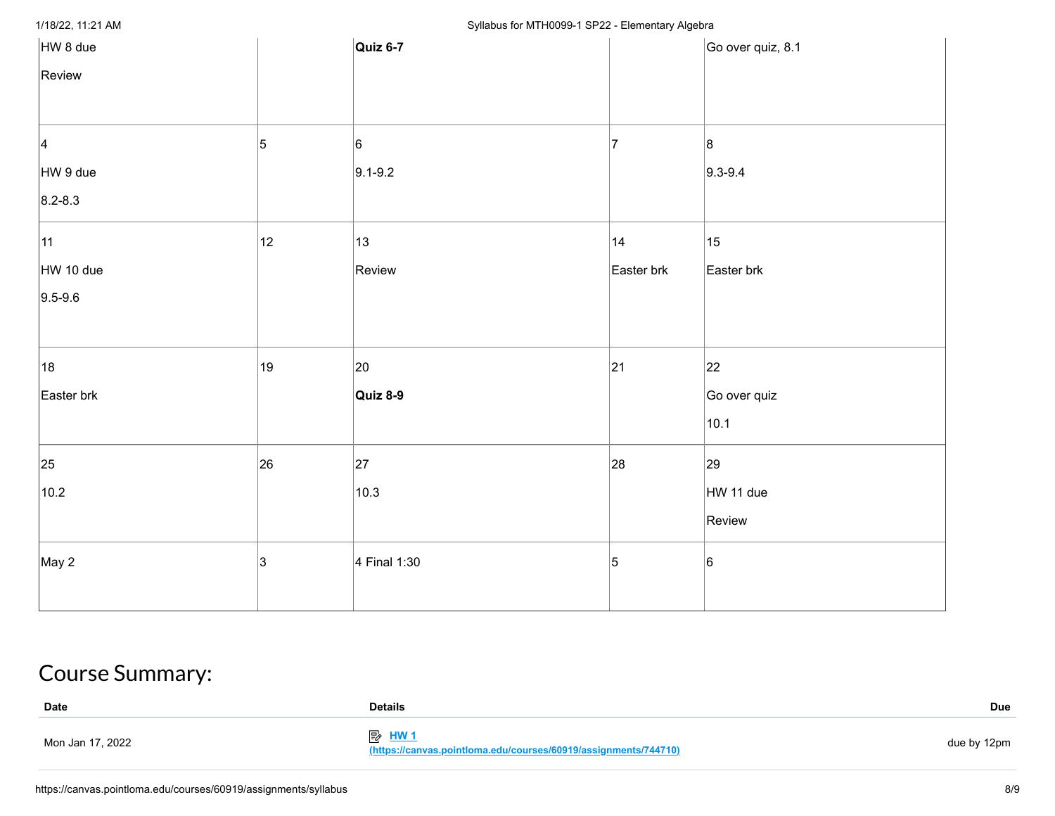| | | | | |
|---|---|---|---|---|
| HW 8 due<br>Review | | **Quiz 6-7** | | Go over quiz, 8.1 |
| 4<br>HW 9 due<br>8.2-8.3 | 5 | 6<br>9.1-9.2 | 7 | 8<br>9.3-9.4 |
| 11<br>HW 10 due<br>9.5-9.6 | 12 | 13<br>Review | 14<br>Easter brk | 15<br>Easter brk |
| 18<br>Easter brk | 19 | 20<br>**Quiz 8-9** | 21 | 22<br>Go over quiz<br>10.1 |
| 25<br>10.2 | 26 | 27<br>10.3 | 28 | 29<br>HW 11 due<br>Review |
| May 2 | 3 | 4 Final 1:30 | 5 | 6 |

# Course Summary:

| Date | Details | Due |
|---|---|---|
| Mon Jan 17, 2022 | HW 1 (https://canvas.pointloma.edu/courses/60919/assignments/744710) | due by 12pm |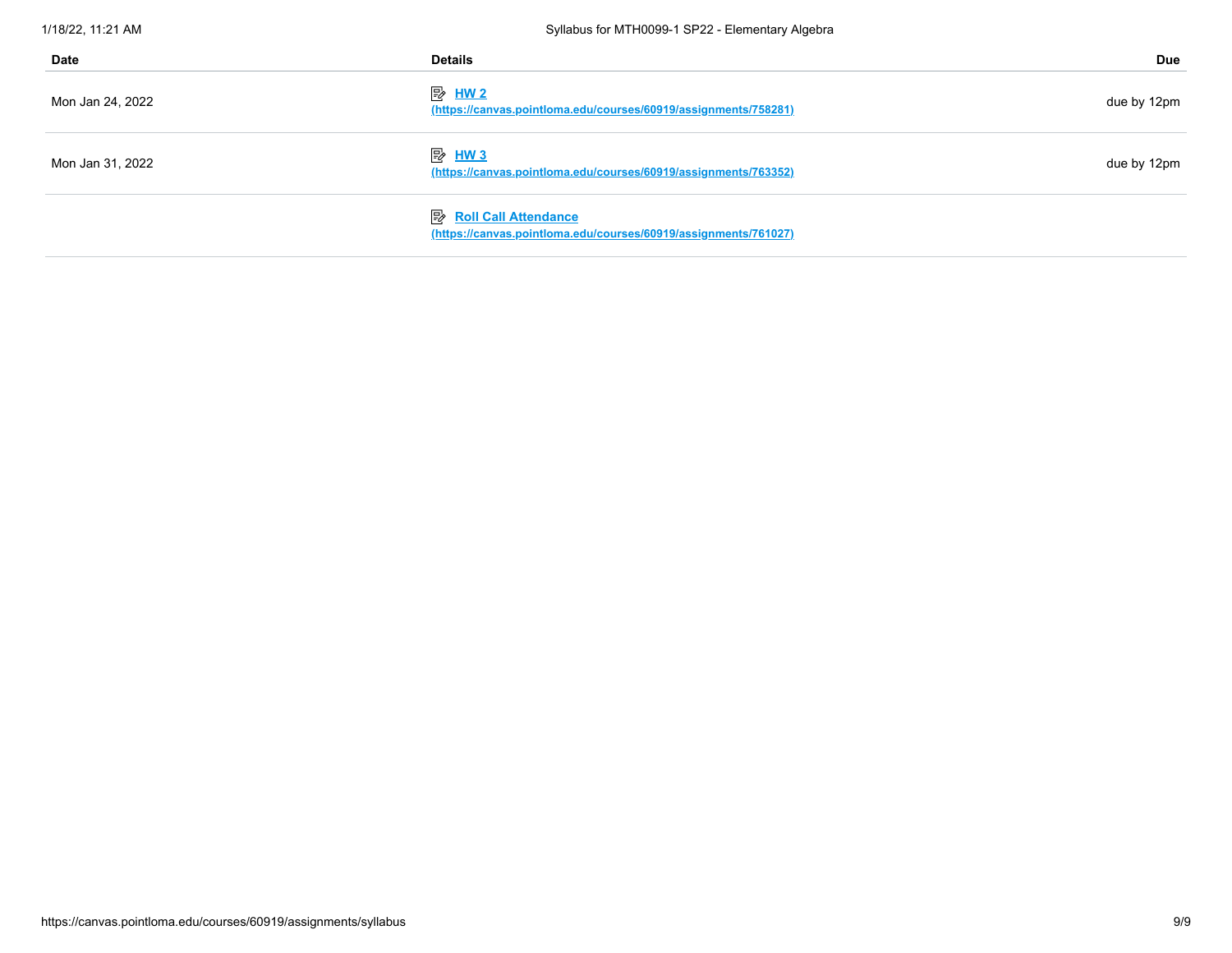| Date | Details | Due |
|---|---|---|
| Mon Jan 24, 2022 | HW 2 (https://canvas.pointloma.edu/courses/60919/assignments/758281) | due by 12pm |
| Mon Jan 31, 2022 | HW 3 (https://canvas.pointloma.edu/courses/60919/assignments/763352) | due by 12pm |
| | Roll Call Attendance (https://canvas.pointloma.edu/courses/60919/assignments/761027) | |